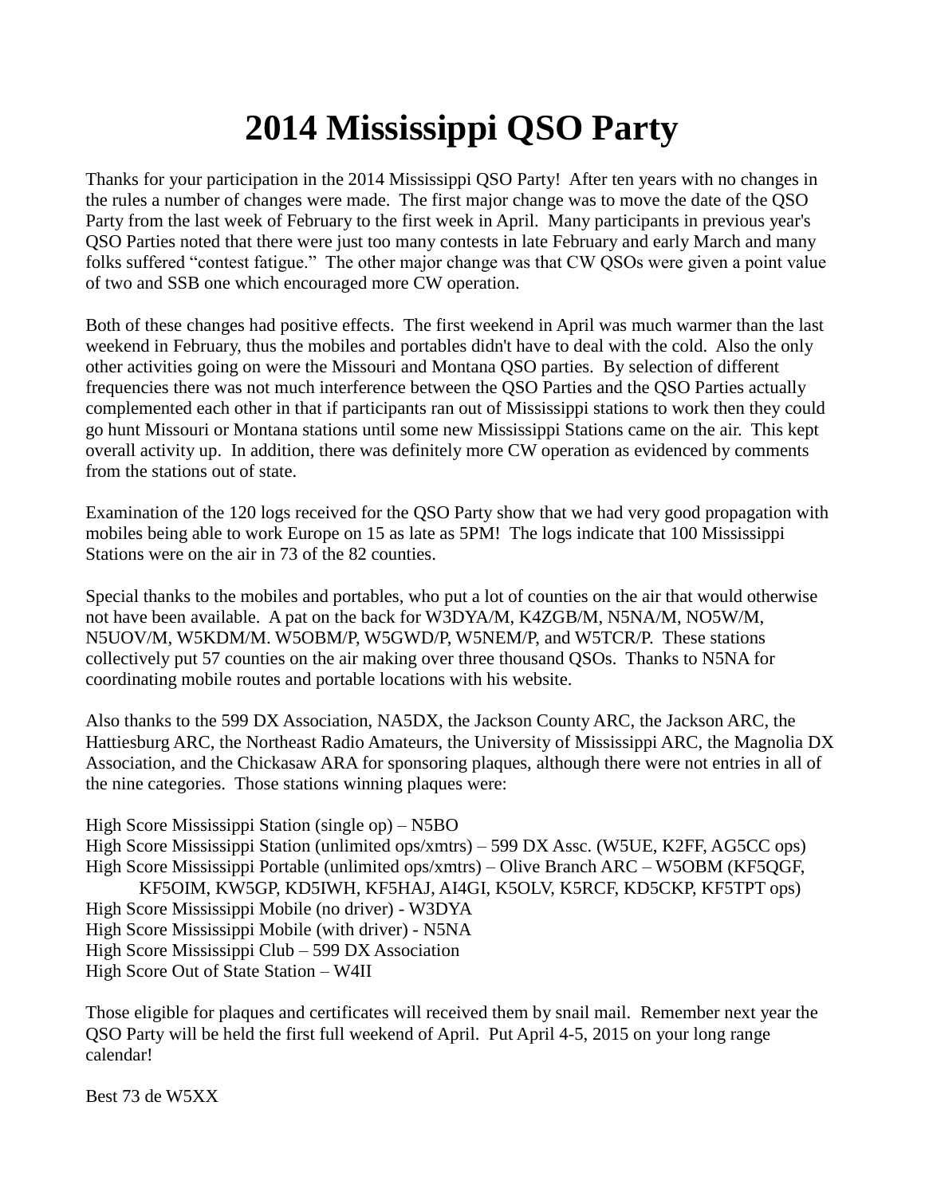# 2014 Mississippi QSO Party

Thanks for your participation in the 2014 Mississippi QSO Party! After ten years with no changes in the rules a number of changes were made. The first major change was to move the date of the QSO Party from the last week of February to the first week in April. Many participants in previous year's QSO Parties noted that there were just too many contests in late February and early March and many folks suffered "contest fatigue." The other major change was that CW QSOs were given a point value of two and SSB one which encouraged more CW operation.

Both of these changes had positive effects. The first weekend in April was much warmer than the last weekend in February, thus the mobiles and portables didn't have to deal with the cold. Also the only other activities going on were the Missouri and Montana QSO parties. By selection of different frequencies there was not much interference between the QSO Parties and the QSO Parties actually complemented each other in that if participants ran out of Mississippi stations to work then they could go hunt Missouri or Montana stations until some new Mississippi Stations came on the air. This kept overall activity up. In addition, there was definitely more CW operation as evidenced by comments from the stations out of state.

Examination of the 120 logs received for the QSO Party show that we had very good propagation with mobiles being able to work Europe on 15 as late as 5PM! The logs indicate that 100 Mississippi Stations were on the air in 73 of the 82 counties.

Special thanks to the mobiles and portables, who put a lot of counties on the air that would otherwise not have been available. A pat on the back for W3DYA/M, K4ZGB/M, N5NA/M, NO5W/M, N5UOV/M, W5KDM/M. W5OBM/P, W5GWD/P, W5NEM/P, and W5TCR/P. These stations collectively put 57 counties on the air making over three thousand QSOs. Thanks to N5NA for coordinating mobile routes and portable locations with his website.

Also thanks to the 599 DX Association, NA5DX, the Jackson County ARC, the Jackson ARC, the Hattiesburg ARC, the Northeast Radio Amateurs, the University of Mississippi ARC, the Magnolia DX Association, and the Chickasaw ARA for sponsoring plaques, although there were not entries in all of the nine categories. Those stations winning plaques were:

High Score Mississippi Station (single op) – N5BO
High Score Mississippi Station (unlimited ops/xmtrs) – 599 DX Assc. (W5UE, K2FF, AG5CC ops)
High Score Mississippi Portable (unlimited ops/xmtrs) – Olive Branch ARC – W5OBM (KF5QGF, KF5OIM, KW5GP, KD5IWH, KF5HAJ, AI4GI, K5OLV, K5RCF, KD5CKP, KF5TPT ops)
High Score Mississippi Mobile (no driver) - W3DYA
High Score Mississippi Mobile (with driver) - N5NA
High Score Mississippi Club – 599 DX Association
High Score Out of State Station – W4II

Those eligible for plaques and certificates will received them by snail mail. Remember next year the QSO Party will be held the first full weekend of April. Put April 4-5, 2015 on your long range calendar!

Best 73 de W5XX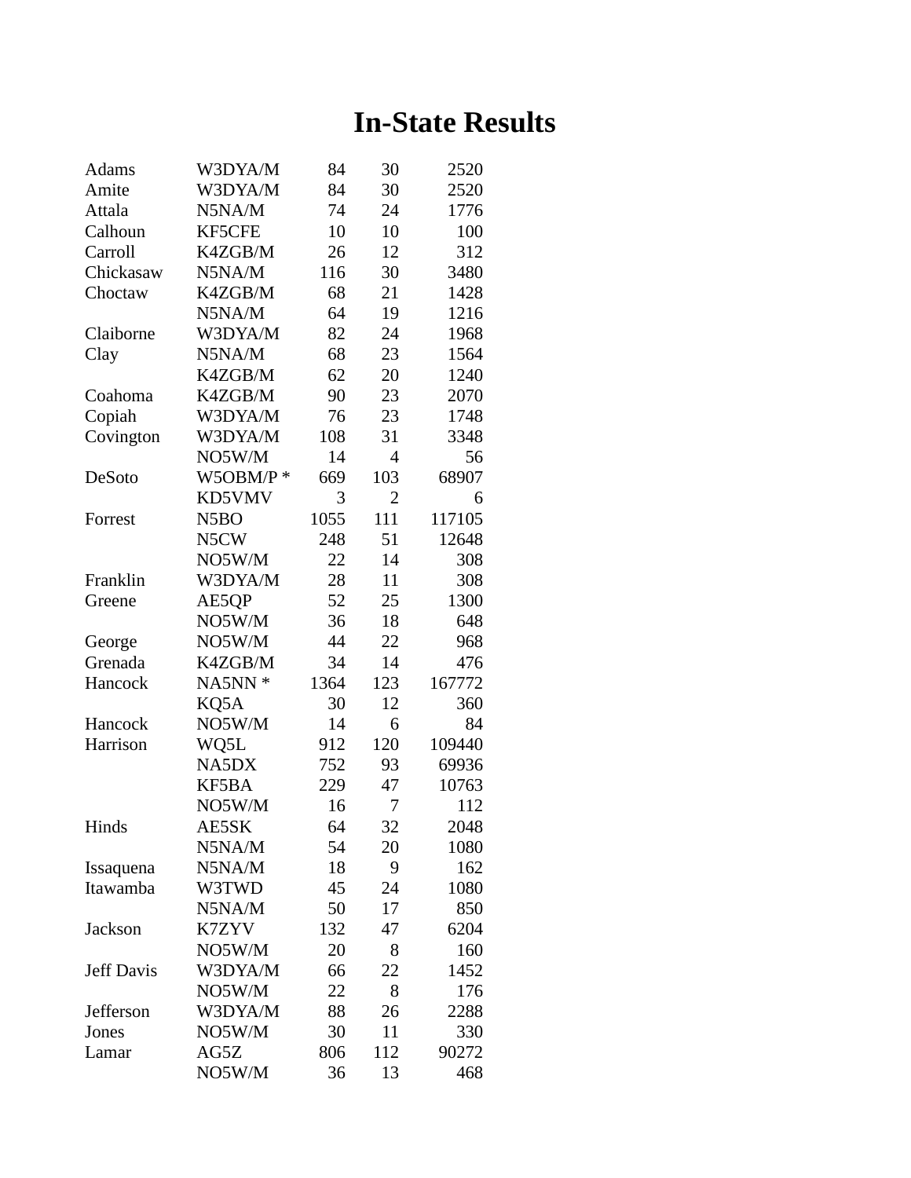# In-State Results

| | | | | |
|---|---|---|---|---|
| Adams | W3DYA/M | 84 | 30 | 2520 |
| Amite | W3DYA/M | 84 | 30 | 2520 |
| Attala | N5NA/M | 74 | 24 | 1776 |
| Calhoun | KF5CFE | 10 | 10 | 100 |
| Carroll | K4ZGB/M | 26 | 12 | 312 |
| Chickasaw | N5NA/M | 116 | 30 | 3480 |
| Choctaw | K4ZGB/M | 68 | 21 | 1428 |
| | N5NA/M | 64 | 19 | 1216 |
| Claiborne | W3DYA/M | 82 | 24 | 1968 |
| Clay | N5NA/M | 68 | 23 | 1564 |
| | K4ZGB/M | 62 | 20 | 1240 |
| Coahoma | K4ZGB/M | 90 | 23 | 2070 |
| Copiah | W3DYA/M | 76 | 23 | 1748 |
| Covington | W3DYA/M | 108 | 31 | 3348 |
| | NO5W/M | 14 | 4 | 56 |
| DeSoto | W5OBM/P * | 669 | 103 | 68907 |
| | KD5VMV | 3 | 2 | 6 |
| Forrest | N5BO | 1055 | 111 | 117105 |
| | N5CW | 248 | 51 | 12648 |
| | NO5W/M | 22 | 14 | 308 |
| Franklin | W3DYA/M | 28 | 11 | 308 |
| Greene | AE5QP | 52 | 25 | 1300 |
| | NO5W/M | 36 | 18 | 648 |
| George | NO5W/M | 44 | 22 | 968 |
| Grenada | K4ZGB/M | 34 | 14 | 476 |
| Hancock | NA5NN * | 1364 | 123 | 167772 |
| | KQ5A | 30 | 12 | 360 |
| Hancock | NO5W/M | 14 | 6 | 84 |
| Harrison | WQ5L | 912 | 120 | 109440 |
| | NA5DX | 752 | 93 | 69936 |
| | KF5BA | 229 | 47 | 10763 |
| | NO5W/M | 16 | 7 | 112 |
| Hinds | AE5SK | 64 | 32 | 2048 |
| | N5NA/M | 54 | 20 | 1080 |
| Issaquena | N5NA/M | 18 | 9 | 162 |
| Itawamba | W3TWD | 45 | 24 | 1080 |
| | N5NA/M | 50 | 17 | 850 |
| Jackson | K7ZYV | 132 | 47 | 6204 |
| | NO5W/M | 20 | 8 | 160 |
| Jeff Davis | W3DYA/M | 66 | 22 | 1452 |
| | NO5W/M | 22 | 8 | 176 |
| Jefferson | W3DYA/M | 88 | 26 | 2288 |
| Jones | NO5W/M | 30 | 11 | 330 |
| Lamar | AG5Z | 806 | 112 | 90272 |
| | NO5W/M | 36 | 13 | 468 |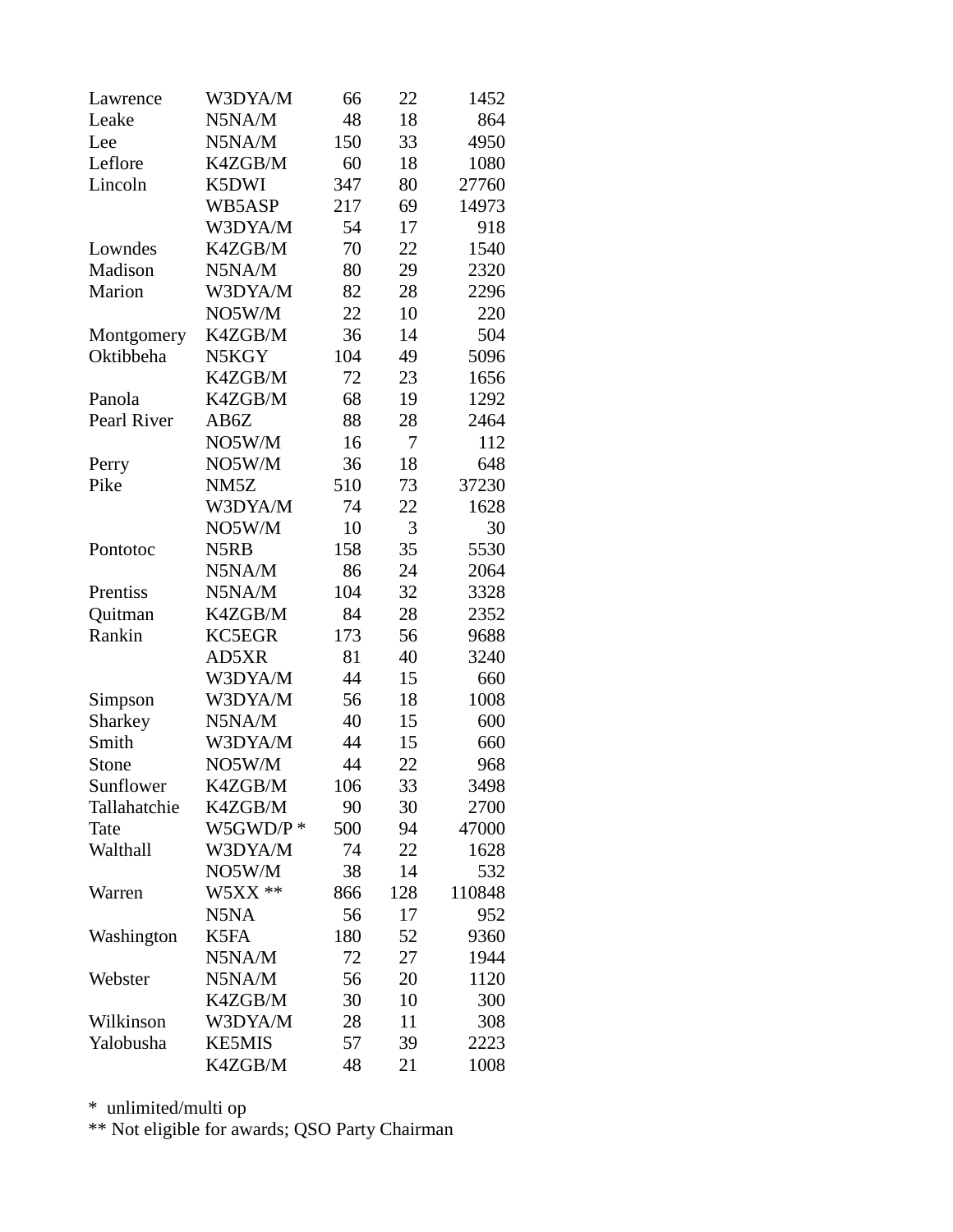| | | | | |
|---|---|---|---|---|
| Lawrence | W3DYA/M | 66 | 22 | 1452 |
| Leake | N5NA/M | 48 | 18 | 864 |
| Lee | N5NA/M | 150 | 33 | 4950 |
| Leflore | K4ZGB/M | 60 | 18 | 1080 |
| Lincoln | K5DWI | 347 | 80 | 27760 |
| | WB5ASP | 217 | 69 | 14973 |
| | W3DYA/M | 54 | 17 | 918 |
| Lowndes | K4ZGB/M | 70 | 22 | 1540 |
| Madison | N5NA/M | 80 | 29 | 2320 |
| Marion | W3DYA/M | 82 | 28 | 2296 |
| | NO5W/M | 22 | 10 | 220 |
| Montgomery | K4ZGB/M | 36 | 14 | 504 |
| Oktibbeha | N5KGY | 104 | 49 | 5096 |
| | K4ZGB/M | 72 | 23 | 1656 |
| Panola | K4ZGB/M | 68 | 19 | 1292 |
| Pearl River | AB6Z | 88 | 28 | 2464 |
| | NO5W/M | 16 | 7 | 112 |
| Perry | NO5W/M | 36 | 18 | 648 |
| Pike | NM5Z | 510 | 73 | 37230 |
| | W3DYA/M | 74 | 22 | 1628 |
| | NO5W/M | 10 | 3 | 30 |
| Pontotoc | N5RB | 158 | 35 | 5530 |
| | N5NA/M | 86 | 24 | 2064 |
| Prentiss | N5NA/M | 104 | 32 | 3328 |
| Quitman | K4ZGB/M | 84 | 28 | 2352 |
| Rankin | KC5EGR | 173 | 56 | 9688 |
| | AD5XR | 81 | 40 | 3240 |
| | W3DYA/M | 44 | 15 | 660 |
| Simpson | W3DYA/M | 56 | 18 | 1008 |
| Sharkey | N5NA/M | 40 | 15 | 600 |
| Smith | W3DYA/M | 44 | 15 | 660 |
| Stone | NO5W/M | 44 | 22 | 968 |
| Sunflower | K4ZGB/M | 106 | 33 | 3498 |
| Tallahatchie | K4ZGB/M | 90 | 30 | 2700 |
| Tate | W5GWD/P * | 500 | 94 | 47000 |
| Walthall | W3DYA/M | 74 | 22 | 1628 |
| | NO5W/M | 38 | 14 | 532 |
| Warren | W5XX ** | 866 | 128 | 110848 |
| | N5NA | 56 | 17 | 952 |
| Washington | K5FA | 180 | 52 | 9360 |
| | N5NA/M | 72 | 27 | 1944 |
| Webster | N5NA/M | 56 | 20 | 1120 |
| | K4ZGB/M | 30 | 10 | 300 |
| Wilkinson | W3DYA/M | 28 | 11 | 308 |
| Yalobusha | KE5MIS | 57 | 39 | 2223 |
| | K4ZGB/M | 48 | 21 | 1008 |

* unlimited/multi op

** Not eligible for awards; QSO Party Chairman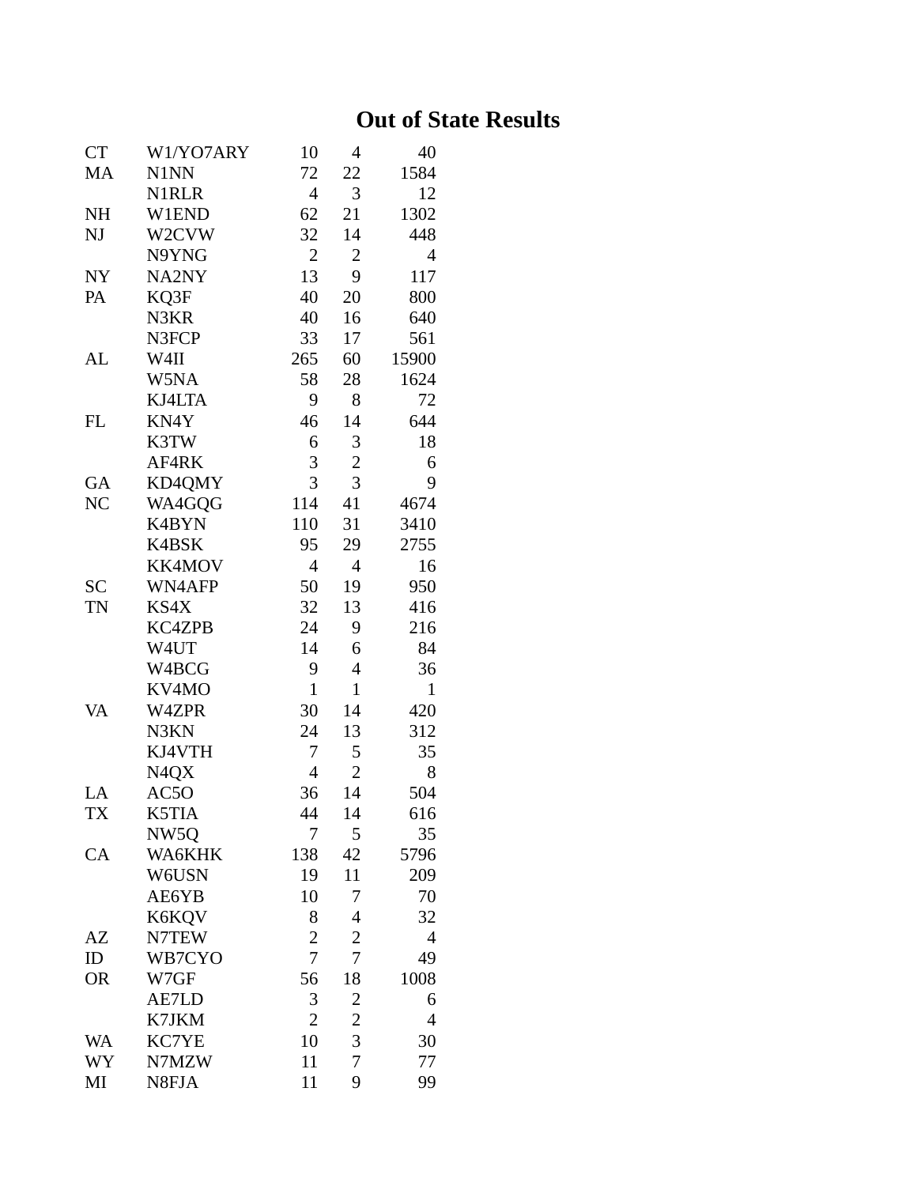# Out of State Results

| | | | | |
|---|---|---|---|---|
| CT | W1/YO7ARY | 10 | 4 | 40 |
| MA | N1NN | 72 | 22 | 1584 |
| | N1RLR | 4 | 3 | 12 |
| NH | W1END | 62 | 21 | 1302 |
| NJ | W2CVW | 32 | 14 | 448 |
| | N9YNG | 2 | 2 | 4 |
| NY | NA2NY | 13 | 9 | 117 |
| PA | KQ3F | 40 | 20 | 800 |
| | N3KR | 40 | 16 | 640 |
| | N3FCP | 33 | 17 | 561 |
| AL | W4II | 265 | 60 | 15900 |
| | W5NA | 58 | 28 | 1624 |
| | KJ4LTA | 9 | 8 | 72 |
| FL | KN4Y | 46 | 14 | 644 |
| | K3TW | 6 | 3 | 18 |
| | AF4RK | 3 | 2 | 6 |
| GA | KD4QMY | 3 | 3 | 9 |
| NC | WA4GQG | 114 | 41 | 4674 |
| | K4BYN | 110 | 31 | 3410 |
| | K4BSK | 95 | 29 | 2755 |
| | KK4MOV | 4 | 4 | 16 |
| SC | WN4AFP | 50 | 19 | 950 |
| TN | KS4X | 32 | 13 | 416 |
| | KC4ZPB | 24 | 9 | 216 |
| | W4UT | 14 | 6 | 84 |
| | W4BCG | 9 | 4 | 36 |
| | KV4MO | 1 | 1 | 1 |
| VA | W4ZPR | 30 | 14 | 420 |
| | N3KN | 24 | 13 | 312 |
| | KJ4VTH | 7 | 5 | 35 |
| | N4QX | 4 | 2 | 8 |
| LA | AC5O | 36 | 14 | 504 |
| TX | K5TIA | 44 | 14 | 616 |
| | NW5Q | 7 | 5 | 35 |
| CA | WA6KHK | 138 | 42 | 5796 |
| | W6USN | 19 | 11 | 209 |
| | AE6YB | 10 | 7 | 70 |
| | K6KQV | 8 | 4 | 32 |
| AZ | N7TEW | 2 | 2 | 4 |
| ID | WB7CYO | 7 | 7 | 49 |
| OR | W7GF | 56 | 18 | 1008 |
| | AE7LD | 3 | 2 | 6 |
| | K7JKM | 2 | 2 | 4 |
| WA | KC7YE | 10 | 3 | 30 |
| WY | N7MZW | 11 | 7 | 77 |
| MI | N8FJA | 11 | 9 | 99 |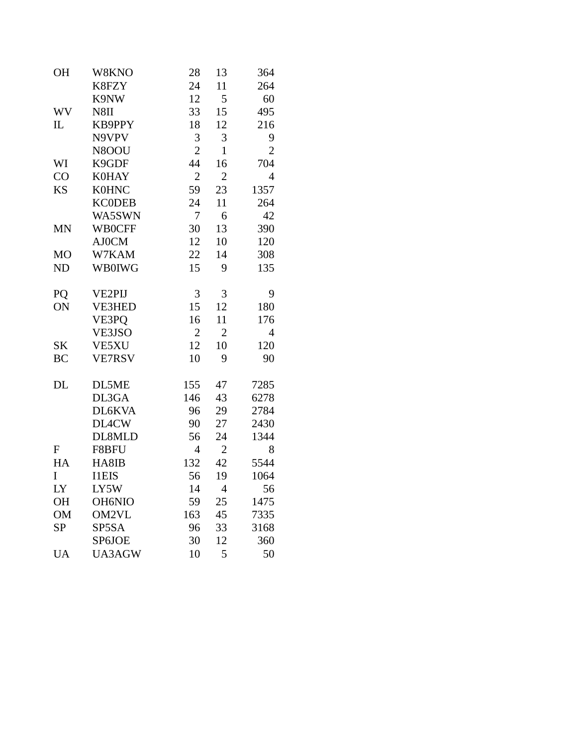| | | | | |
|---|---|---|---|---|
| OH | W8KNO | 28 | 13 | 364 |
| | K8FZY | 24 | 11 | 264 |
| | K9NW | 12 | 5 | 60 |
| WV | N8II | 33 | 15 | 495 |
| IL | KB9PPY | 18 | 12 | 216 |
| | N9VPV | 3 | 3 | 9 |
| | N8OOU | 2 | 1 | 2 |
| WI | K9GDF | 44 | 16 | 704 |
| CO | K0HAY | 2 | 2 | 4 |
| KS | K0HNC | 59 | 23 | 1357 |
| | KC0DEB | 24 | 11 | 264 |
| | WA5SWN | 7 | 6 | 42 |
| MN | WB0CFF | 30 | 13 | 390 |
| | AJ0CM | 12 | 10 | 120 |
| MO | W7KAM | 22 | 14 | 308 |
| ND | WB0IWG | 15 | 9 | 135 |
| | | | | |
| PQ | VE2PIJ | 3 | 3 | 9 |
| ON | VE3HED | 15 | 12 | 180 |
| | VE3PQ | 16 | 11 | 176 |
| | VE3JSO | 2 | 2 | 4 |
| SK | VE5XU | 12 | 10 | 120 |
| BC | VE7RSV | 10 | 9 | 90 |
| | | | | |
| DL | DL5ME | 155 | 47 | 7285 |
| | DL3GA | 146 | 43 | 6278 |
| | DL6KVA | 96 | 29 | 2784 |
| | DL4CW | 90 | 27 | 2430 |
| | DL8MLD | 56 | 24 | 1344 |
| F | F8BFU | 4 | 2 | 8 |
| HA | HA8IB | 132 | 42 | 5544 |
| I | I1EIS | 56 | 19 | 1064 |
| LY | LY5W | 14 | 4 | 56 |
| OH | OH6NIO | 59 | 25 | 1475 |
| OM | OM2VL | 163 | 45 | 7335 |
| SP | SP5SA | 96 | 33 | 3168 |
| | SP6JOE | 30 | 12 | 360 |
| UA | UA3AGW | 10 | 5 | 50 |